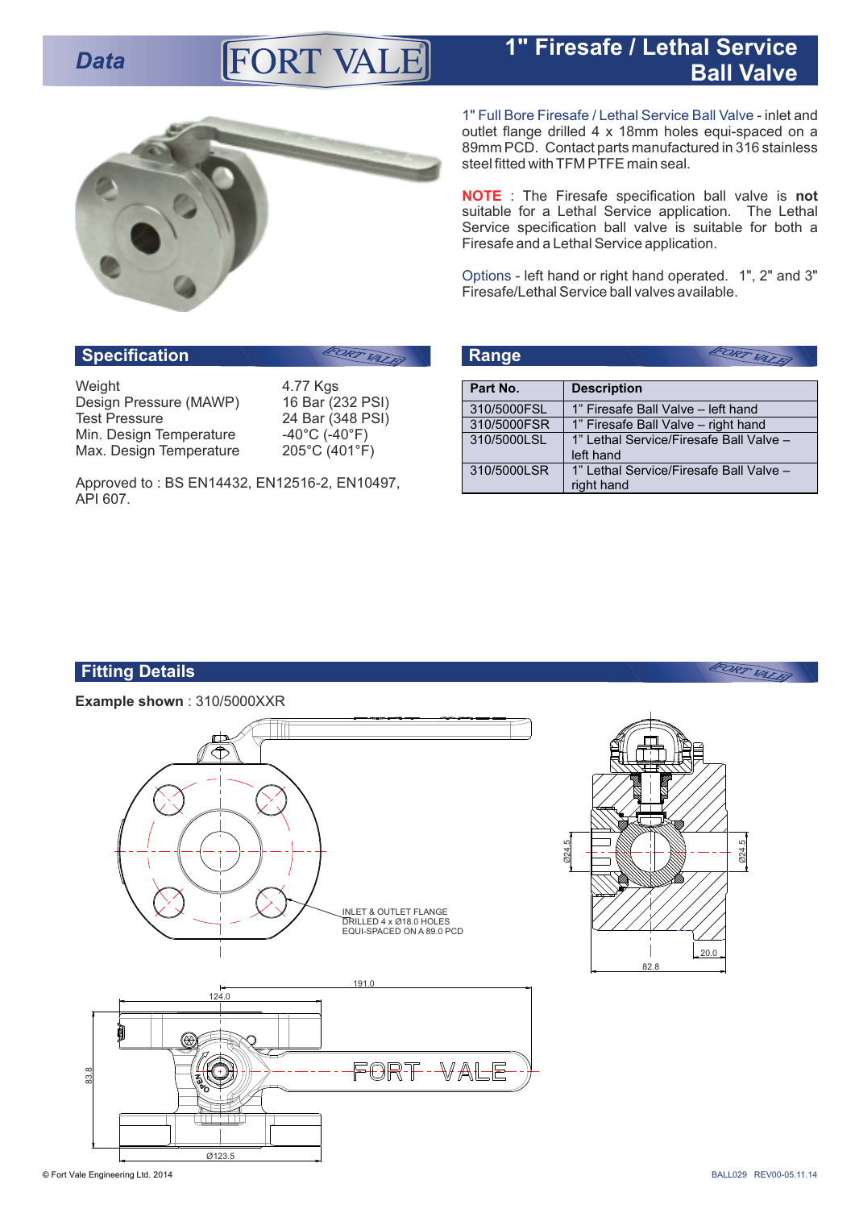# 1" Firesafe / Lethal Service Ball Valve

1" Full Bore Firesafe / Lethal Service Ball Valve - inlet and outlet flange drilled 4 x 18mm holes equi-spaced on a 89mm PCD. Contact parts manufactured in 316 stainless steel fitted with TFM PTFE main seal.

**NOTE** : The Firesafe specification ball valve is **not** suitable for a Lethal Service application. The Lethal Service specification ball valve is suitable for both a Firesafe and a Lethal Service application.

Options - left hand or right hand operated. 1", 2" and 3" Firesafe/Lethal Service ball valves available.

## Specification

| | |
|---|---|
| Weight | 4.77 Kgs |
| Design Pressure (MAWP) | 16 Bar (232 PSI) |
| Test Pressure | 24 Bar (348 PSI) |
| Min. Design Temperature | -40°C (-40°F) |
| Max. Design Temperature | 205°C (401°F) |

Approved to : BS EN14432, EN12516-2, EN10497, API 607.

## Range

| Part No. | Description |
|---|---|
| 310/5000FSL | 1" Firesafe Ball Valve – left hand |
| 310/5000FSR | 1" Firesafe Ball Valve – right hand |
| 310/5000LSL | 1" Lethal Service/Firesafe Ball Valve – left hand |
| 310/5000LSR | 1" Lethal Service/Firesafe Ball Valve – right hand |

## Fitting Details

**Example shown** : 310/5000XXR

INLET & OUTLET FLANGE DRILLED 4 x Ø18.0 HOLES EQUI-SPACED ON A 89.0 PCD

Ø24.5 Ø24.5 20.0 82.8

191.0 124.0 83.8 Ø123.5

© Fort Vale Engineering Ltd. 2014 BALL029 REV00-05.11.14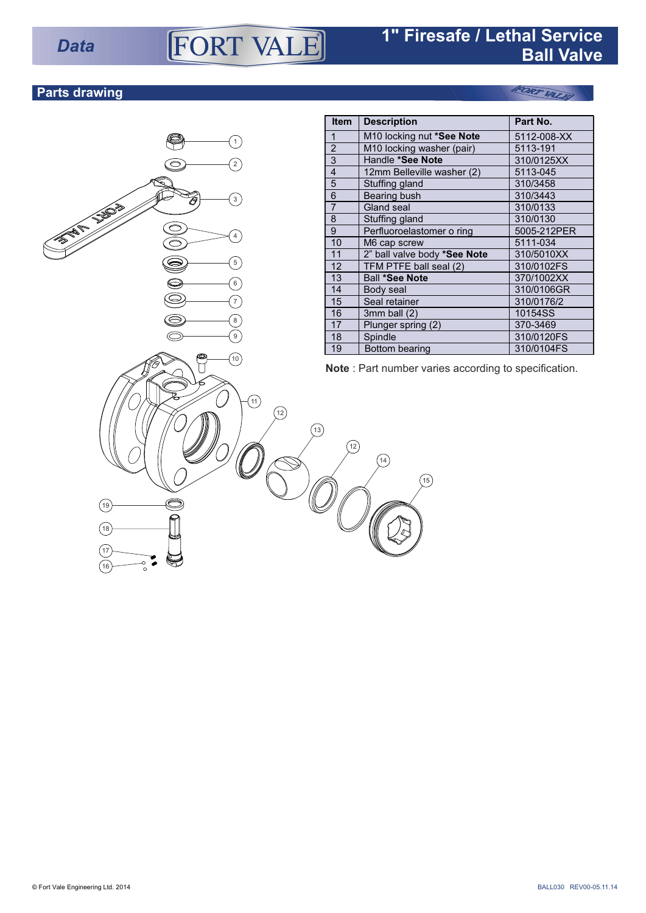## Data

# 1" Firesafe / Lethal Service Ball Valve

## Parts drawing

| Item | Description | Part No. |
|---|---|---|
| 1 | M10 locking nut **\*See Note** | 5112-008-XX |
| 2 | M10 locking washer (pair) | 5113-191 |
| 3 | Handle **\*See Note** | 310/0125XX |
| 4 | 12mm Belleville washer (2) | 5113-045 |
| 5 | Stuffing gland | 310/3458 |
| 6 | Bearing bush | 310/3443 |
| 7 | Gland seal | 310/0133 |
| 8 | Stuffing gland | 310/0130 |
| 9 | Perfluoroelastomer o ring | 5005-212PER |
| 10 | M6 cap screw | 5111-034 |
| 11 | 2" ball valve body **\*See Note** | 310/5010XX |
| 12 | TFM PTFE ball seal (2) | 310/0102FS |
| 13 | Ball **\*See Note** | 370/1002XX |
| 14 | Body seal | 310/0106GR |
| 15 | Seal retainer | 310/0176/2 |
| 16 | 3mm ball (2) | 10154SS |
| 17 | Plunger spring (2) | 370-3469 |
| 18 | Spindle | 310/0120FS |
| 19 | Bottom bearing | 310/0104FS |

**Note** : Part number varies according to specification.

© Fort Vale Engineering Ltd. 2014

BALL030 REV00-05.11.14